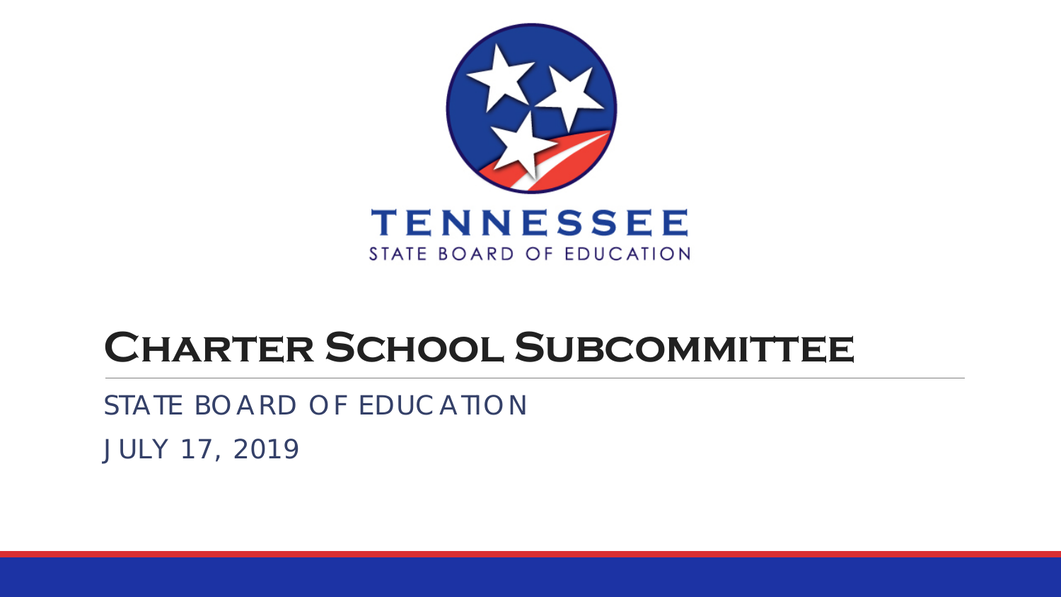TENNESSEE

STATE BOARD OF EDUCATION

# Charter School Subcommittee

STATE BOARD OF EDUCATION

JULY 17, 2019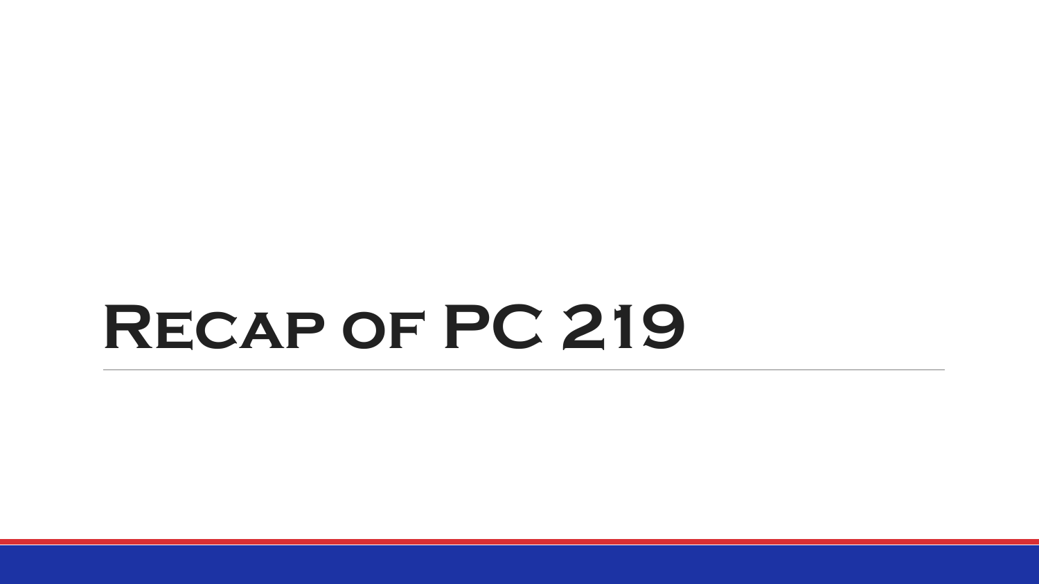# Recap of PC 219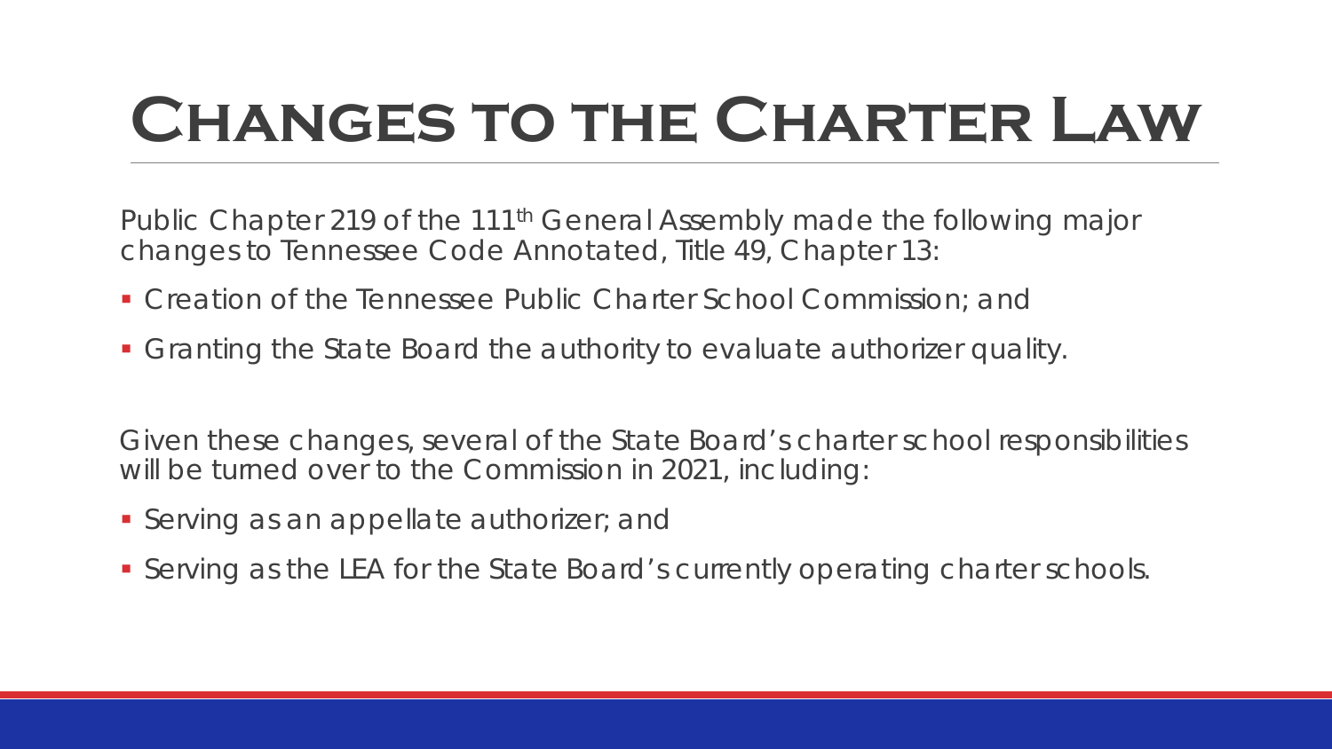# Changes to the Charter Law

Public Chapter 219 of the 111th General Assembly made the following major changes to Tennessee Code Annotated, Title 49, Chapter 13:

- Creation of the Tennessee Public Charter School Commission; and
- Granting the State Board the authority to evaluate authorizer quality.

Given these changes, several of the State Board's charter school responsibilities will be turned over to the Commission in 2021, including:

- Serving as an appellate authorizer; and
- Serving as the LEA for the State Board's currently operating charter schools.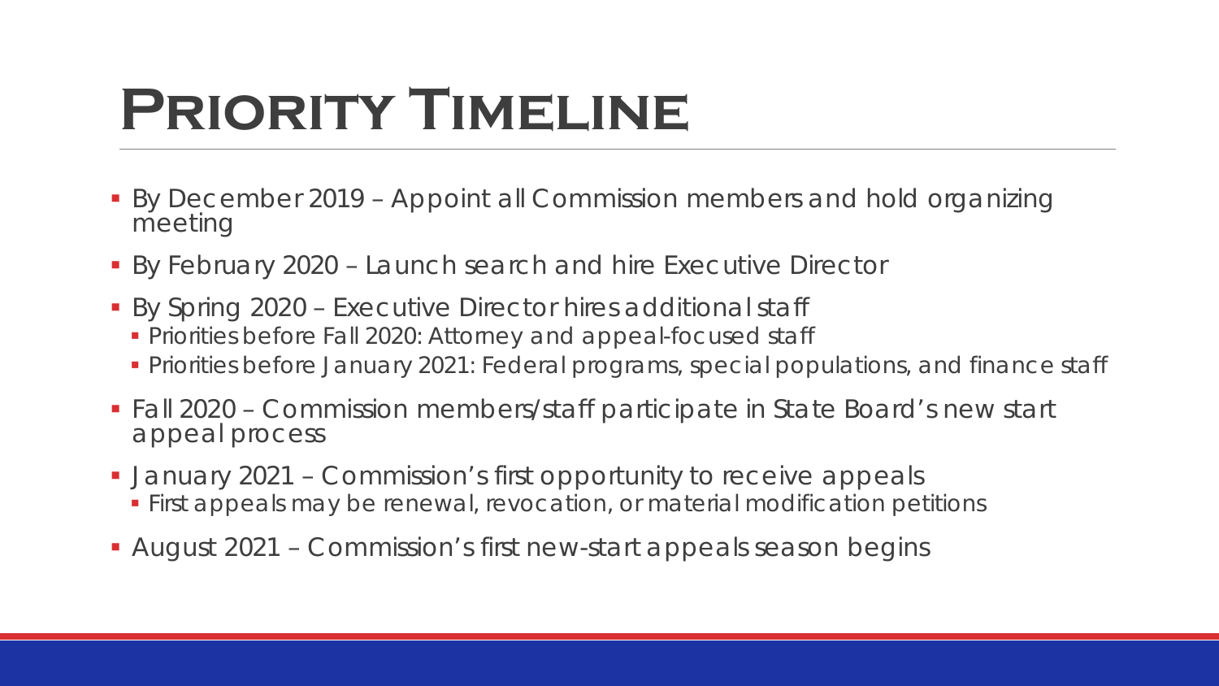# Priority Timeline

- By December 2019 – Appoint all Commission members and hold organizing meeting
- By February 2020 – Launch search and hire Executive Director
- By Spring 2020 – Executive Director hires additional staff
  - Priorities before Fall 2020: Attorney and appeal-focused staff
  - Priorities before January 2021: Federal programs, special populations, and finance staff
- Fall 2020 – Commission members/staff participate in State Board's new start appeal process
- January 2021 – Commission's first opportunity to receive appeals
  - First appeals may be renewal, revocation, or material modification petitions
- August 2021 – Commission's first new-start appeals season begins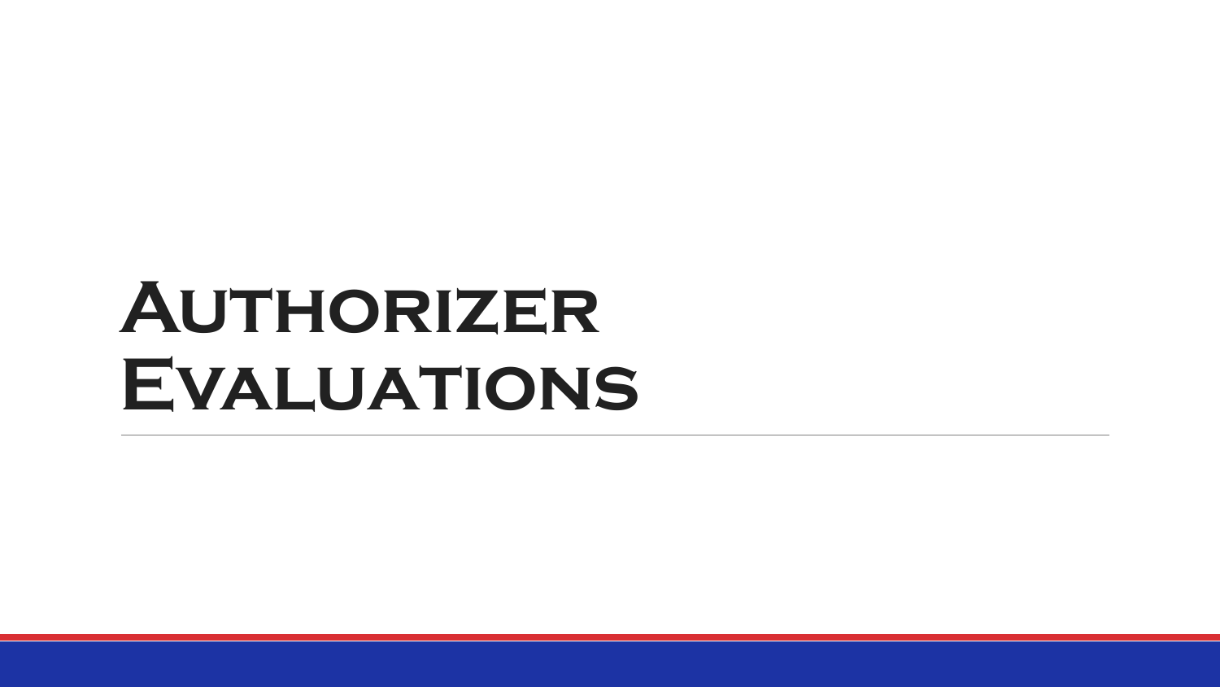# Authorizer Evaluations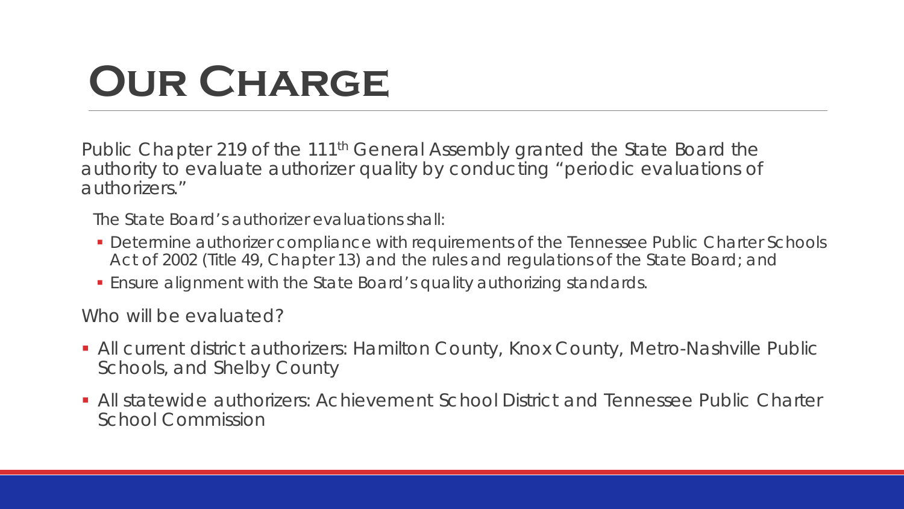# Our Charge

Public Chapter 219 of the 111th General Assembly granted the State Board the authority to evaluate authorizer quality by conducting "periodic evaluations of authorizers."

The State Board's authorizer evaluations shall:

- Determine authorizer compliance with requirements of the Tennessee Public Charter Schools Act of 2002 (Title 49, Chapter 13) and the rules and regulations of the State Board; and
- Ensure alignment with the State Board's quality authorizing standards.

Who will be evaluated?

- All current district authorizers: Hamilton County, Knox County, Metro-Nashville Public Schools, and Shelby County
- All statewide authorizers: Achievement School District and Tennessee Public Charter School Commission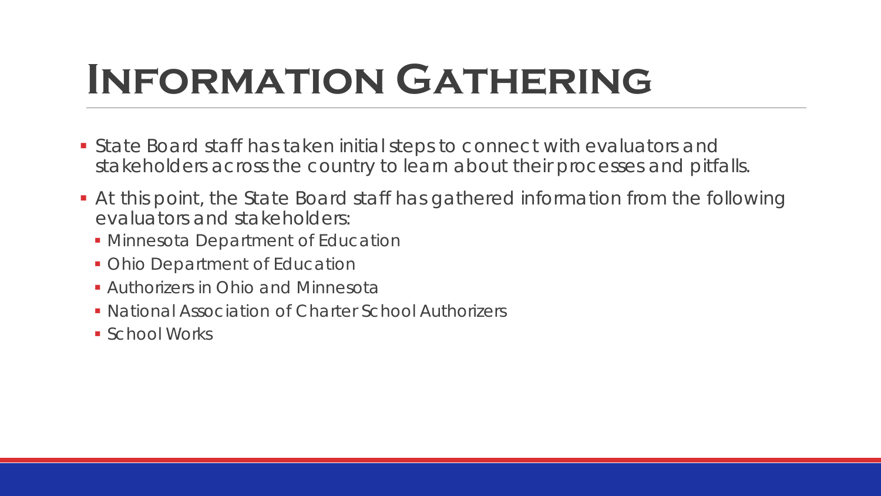# Information Gathering

- State Board staff has taken initial steps to connect with evaluators and stakeholders across the country to learn about their processes and pitfalls.
- At this point, the State Board staff has gathered information from the following evaluators and stakeholders:
  - Minnesota Department of Education
  - Ohio Department of Education
  - Authorizers in Ohio and Minnesota
  - National Association of Charter School Authorizers
  - School Works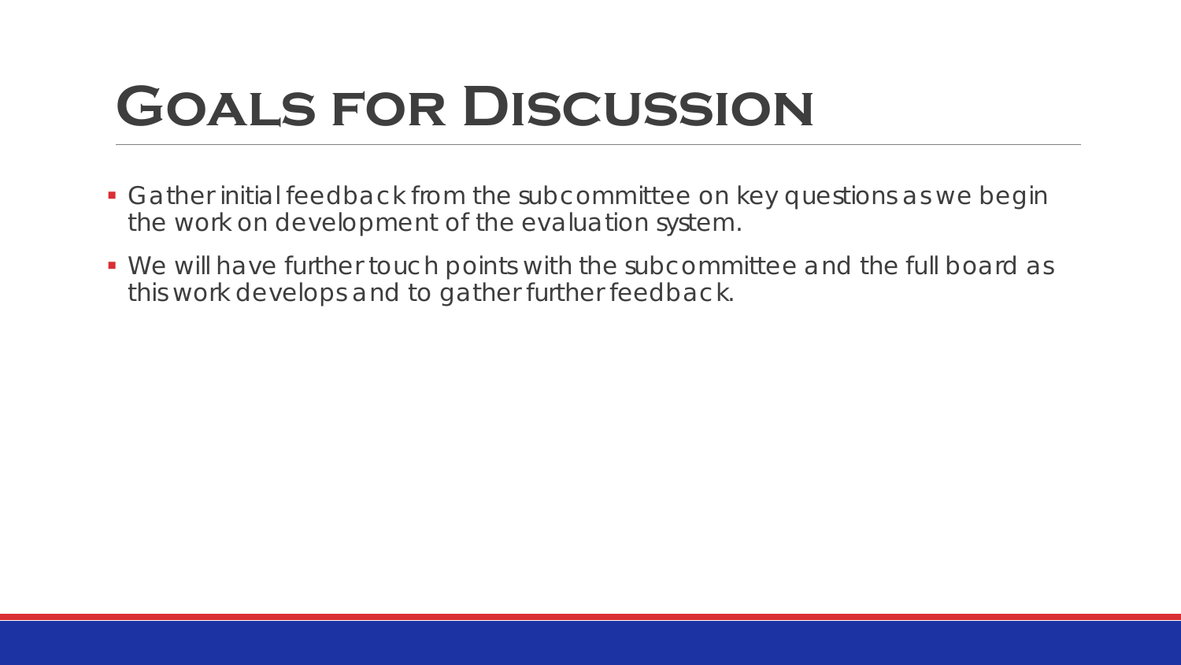# Goals for Discussion

- Gather initial feedback from the subcommittee on key questions as we begin the work on development of the evaluation system.
- We will have further touch points with the subcommittee and the full board as this work develops and to gather further feedback.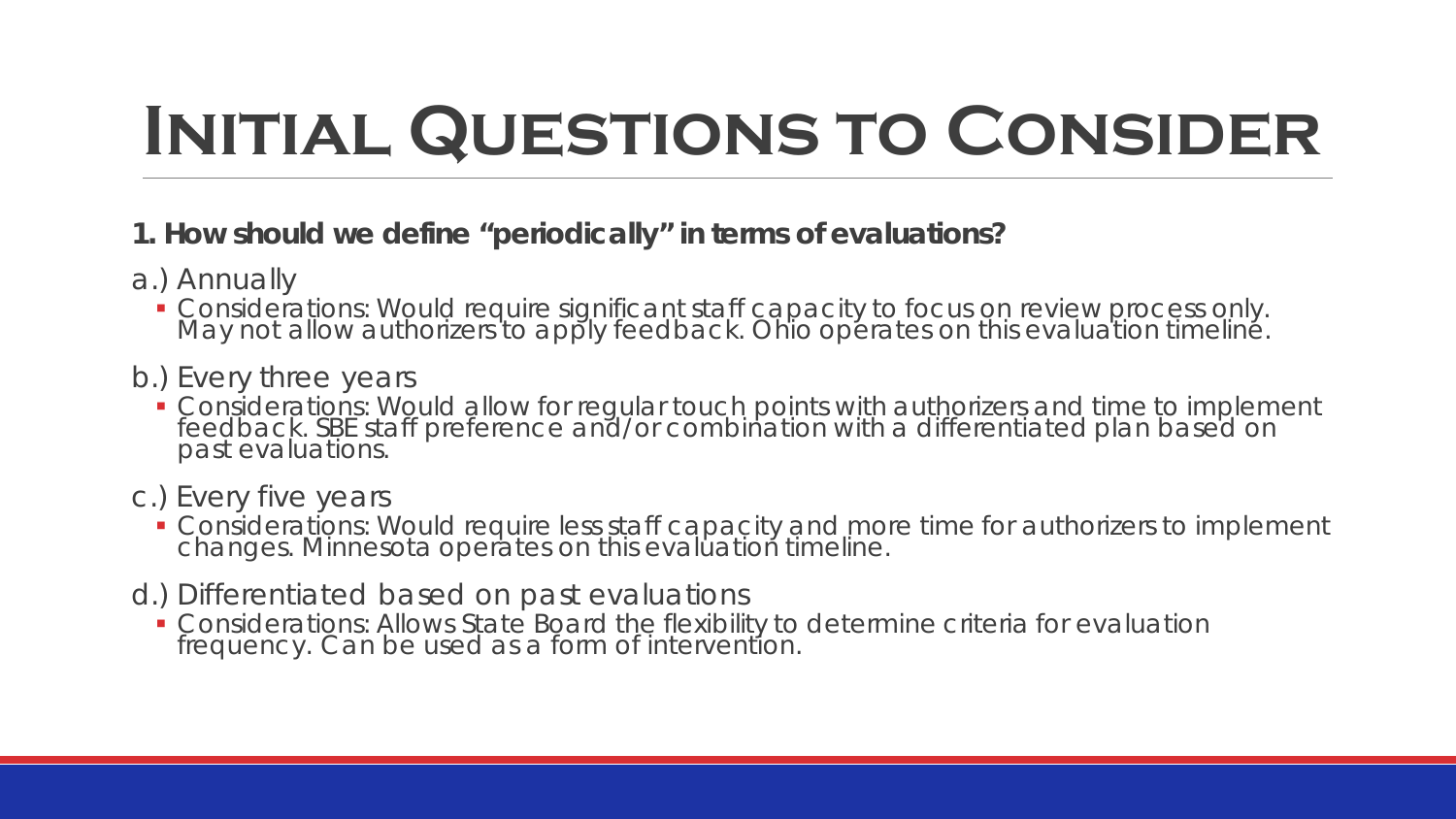# Initial Questions to Consider

**1. How should we define "periodically" in terms of evaluations?**

a.) Annually

- Considerations: Would require significant staff capacity to focus on review process only. May not allow authorizers to apply feedback. Ohio operates on this evaluation timeline.

b.) Every three years

- Considerations: Would allow for regular touch points with authorizers and time to implement feedback. SBE staff preference and/or combination with a differentiated plan based on past evaluations.

c.) Every five years

- Considerations: Would require less staff capacity and more time for authorizers to implement changes. Minnesota operates on this evaluation timeline.

d.) Differentiated based on past evaluations

- Considerations: Allows State Board the flexibility to determine criteria for evaluation frequency. Can be used as a form of intervention.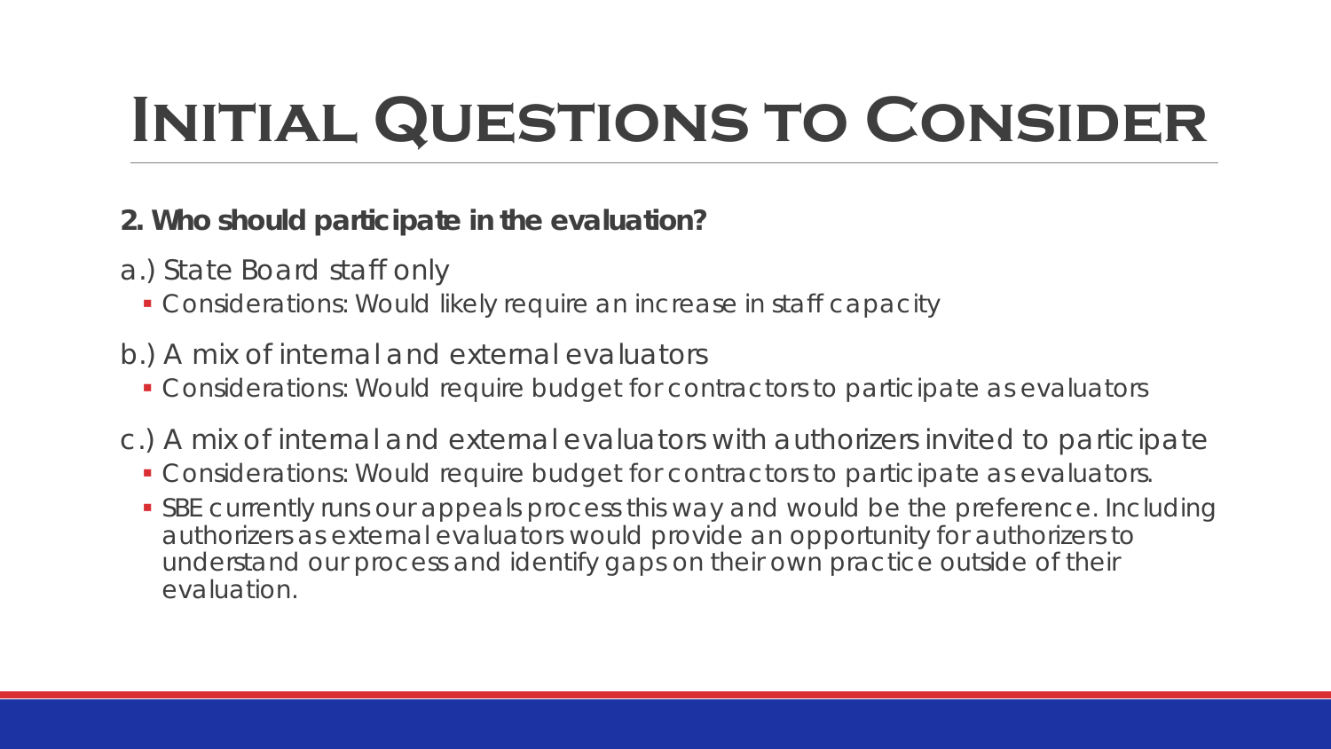# Initial Questions to Consider

**2. Who should participate in the evaluation?**

a.) State Board staff only

- Considerations: Would likely require an increase in staff capacity

b.) A mix of internal and external evaluators

- Considerations: Would require budget for contractors to participate as evaluators

c.) A mix of internal and external evaluators with authorizers invited to participate

- Considerations: Would require budget for contractors to participate as evaluators.
- SBE currently runs our appeals process this way and would be the preference. Including authorizers as external evaluators would provide an opportunity for authorizers to understand our process and identify gaps on their own practice outside of their evaluation.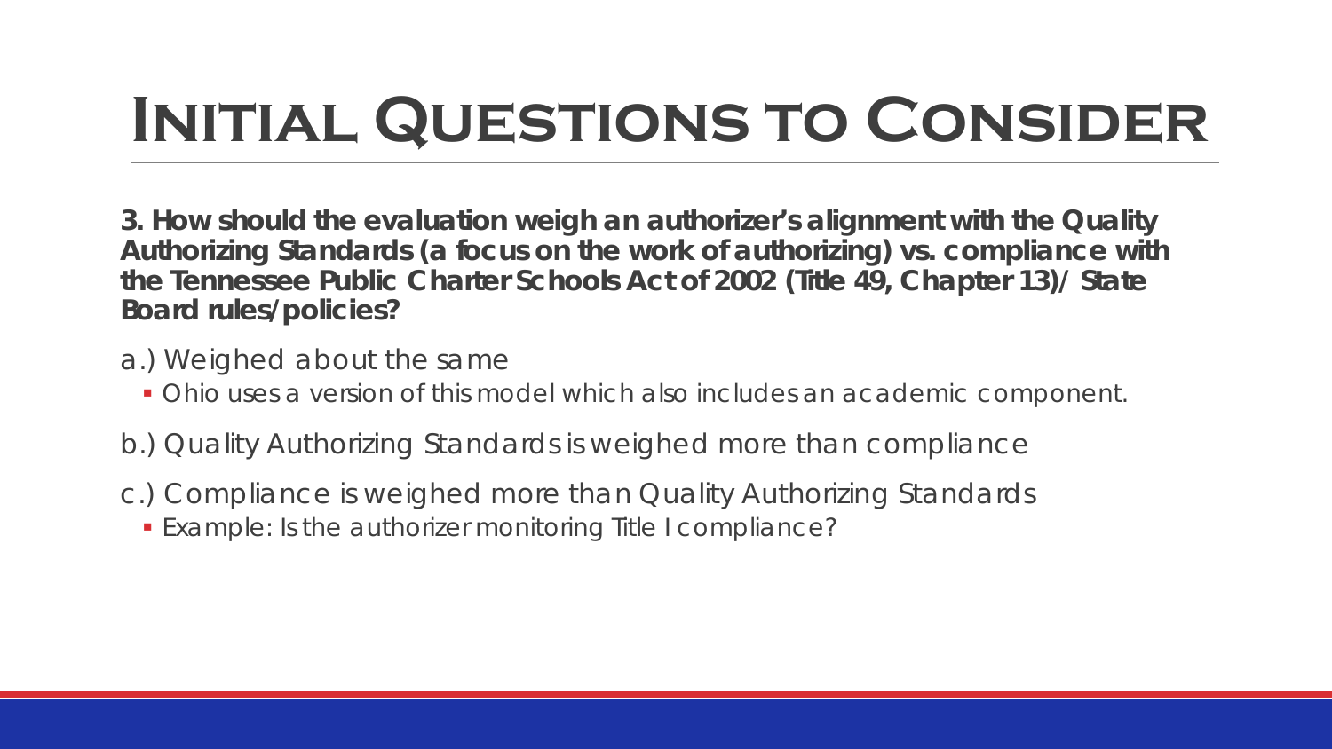# Initial Questions to Consider

**3. How should the evaluation weigh an authorizer's alignment with the Quality Authorizing Standards (a focus on the work of authorizing) vs. compliance with the Tennessee Public Charter Schools Act of 2002 (Title 49, Chapter 13)/ State Board rules/policies?**

a.) Weighed about the same

- Ohio uses a version of this model which also includes an academic component.

b.) Quality Authorizing Standards is weighed more than compliance

c.) Compliance is weighed more than Quality Authorizing Standards

- Example: Is the authorizer monitoring Title I compliance?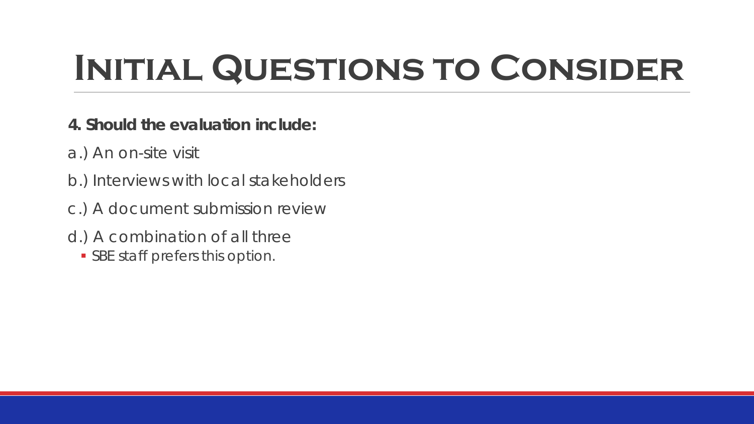# Initial Questions to Consider

**4. Should the evaluation include:**

a.) An on-site visit

b.) Interviews with local stakeholders

c.) A document submission review

d.) A combination of all three

- SBE staff prefers this option.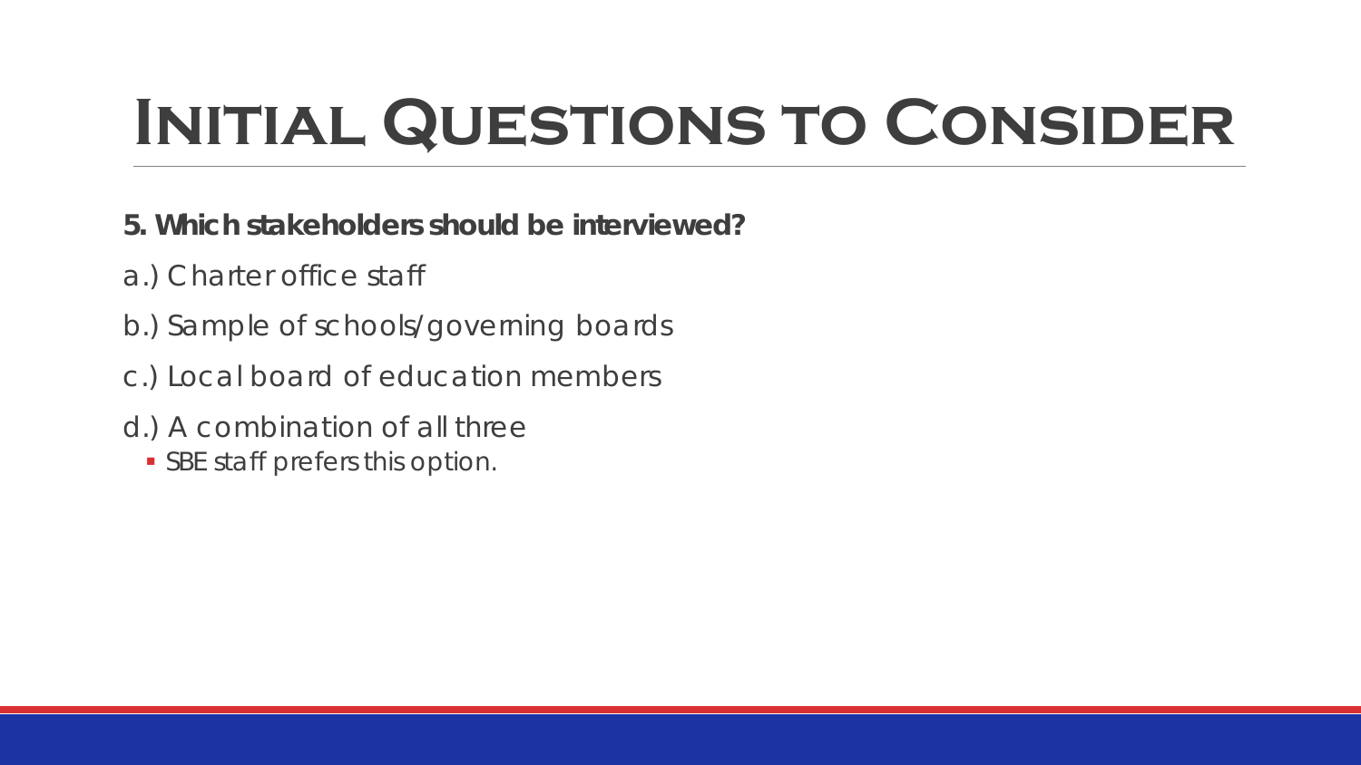# Initial Questions to Consider

**5. Which stakeholders should be interviewed?**

a.) Charter office staff

b.) Sample of schools/governing boards

c.) Local board of education members

d.) A combination of all three

- SBE staff prefers this option.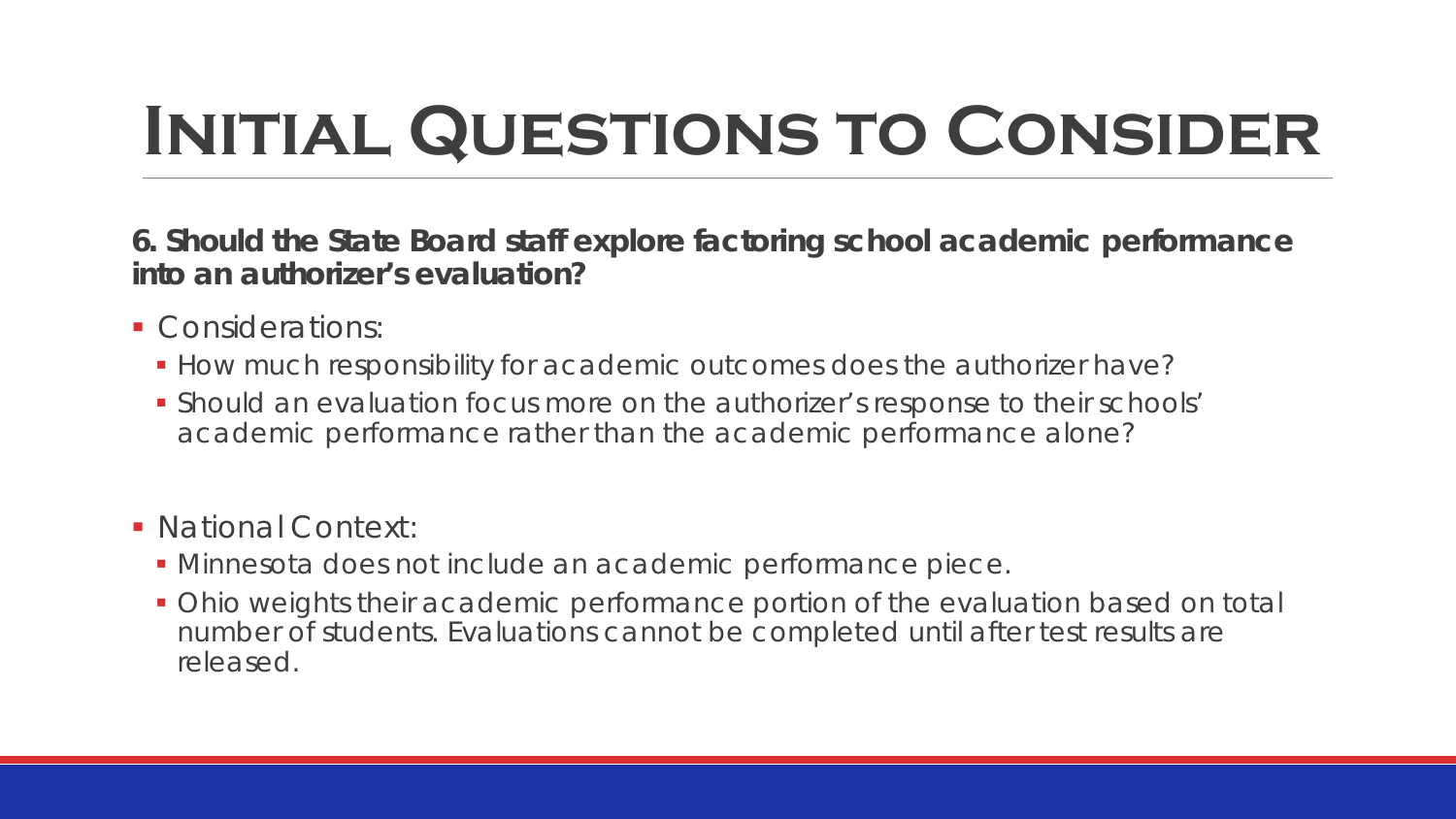# Initial Questions to Consider

**6. Should the State Board staff explore factoring school academic performance into an authorizer's evaluation?**

- Considerations:
  - How much responsibility for academic outcomes does the authorizer have?
  - Should an evaluation focus more on the authorizer's response to their schools' academic performance rather than the academic performance alone?

- National Context:
  - Minnesota does not include an academic performance piece.
  - Ohio weights their academic performance portion of the evaluation based on total number of students. Evaluations cannot be completed until after test results are released.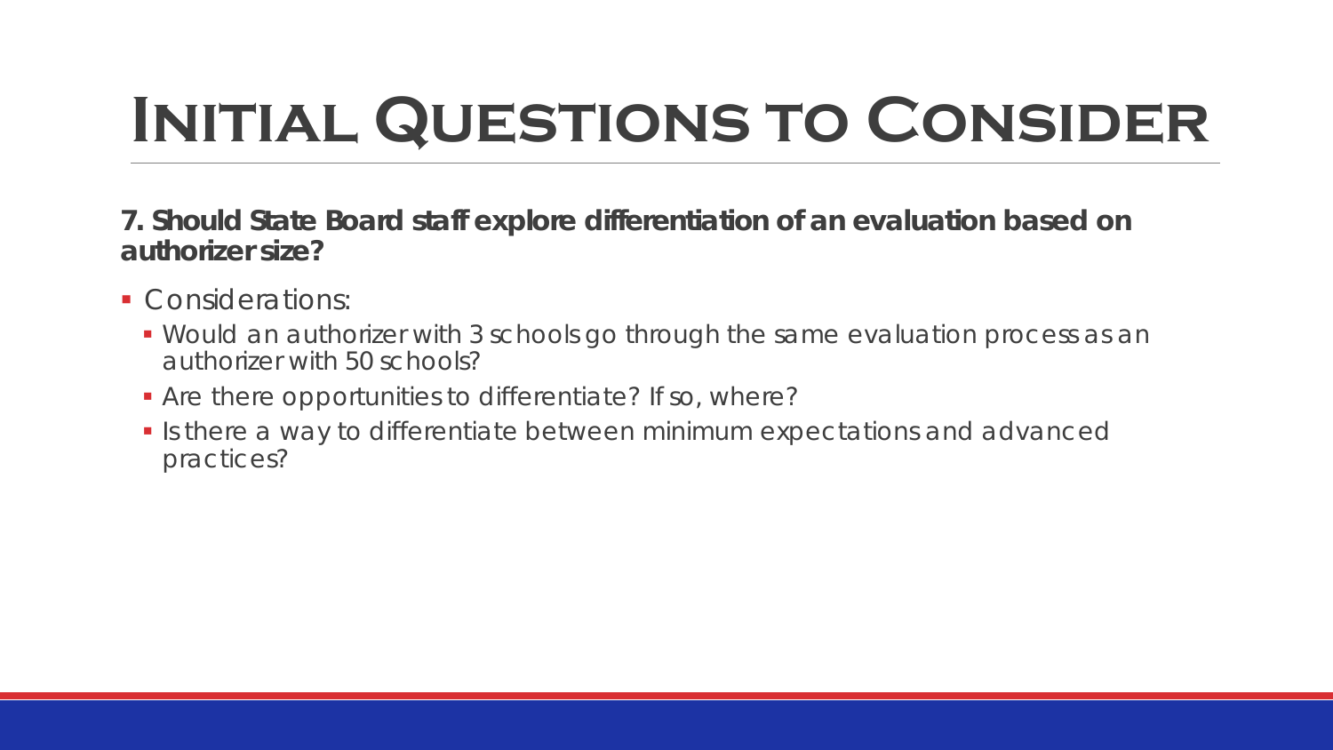# Initial Questions to Consider

**7. Should State Board staff explore differentiation of an evaluation based on authorizer size?**

- Considerations:
  - Would an authorizer with 3 schools go through the same evaluation process as an authorizer with 50 schools?
  - Are there opportunities to differentiate? If so, where?
  - Is there a way to differentiate between minimum expectations and advanced practices?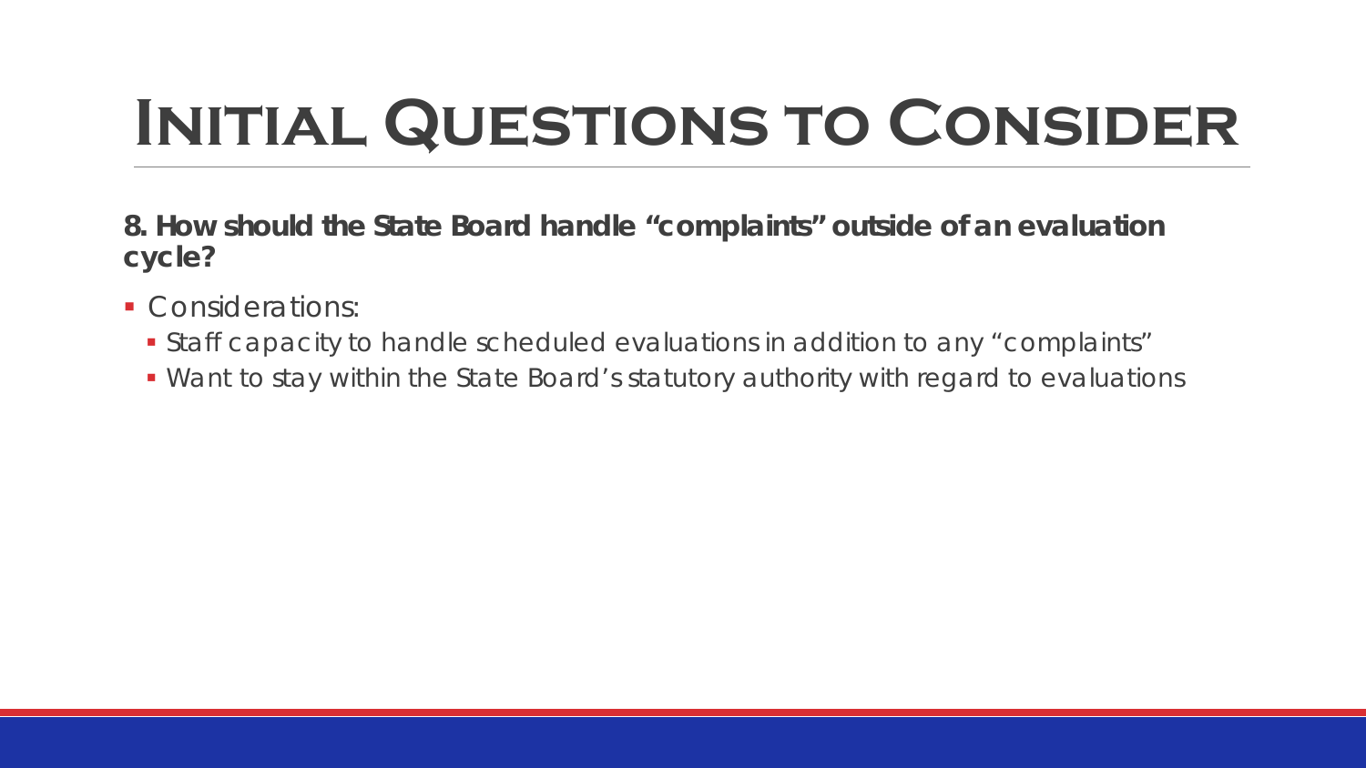# Initial Questions to Consider

**8. How should the State Board handle “complaints” outside of an evaluation cycle?**

- Considerations:
  - Staff capacity to handle scheduled evaluations in addition to any “complaints”
  - Want to stay within the State Board’s statutory authority with regard to evaluations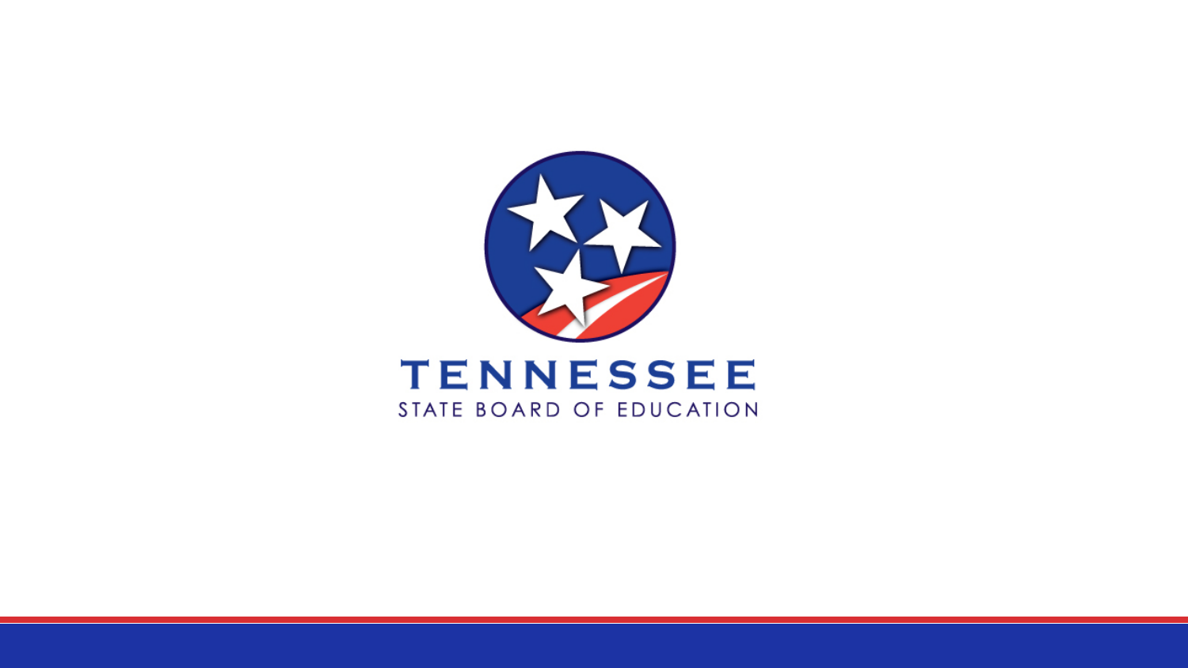TENNESSEE

STATE BOARD OF EDUCATION